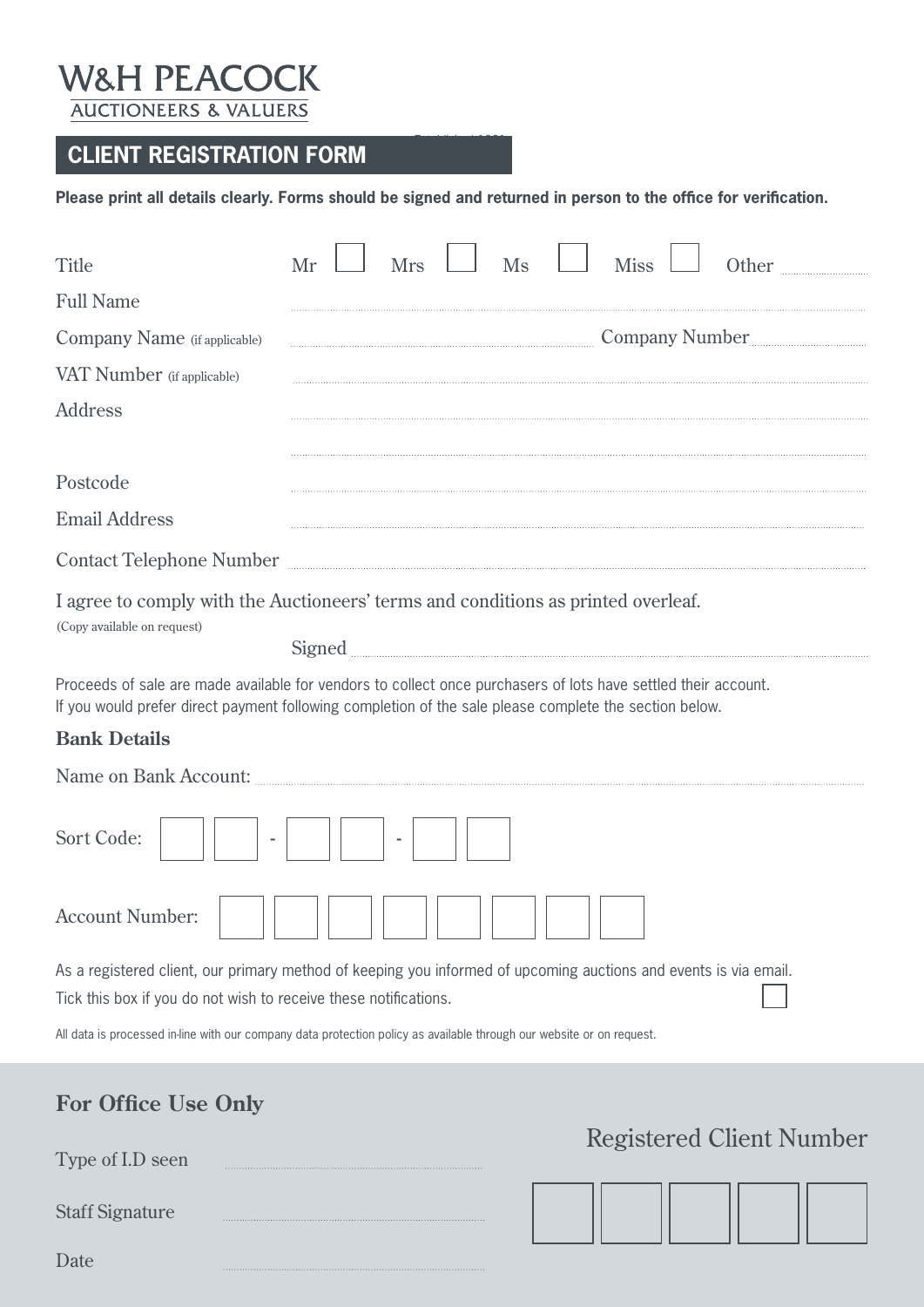# W&H PEACOCK

AUCTIONEERS & VALUERS

## CLIENT REGISTRATION FORM

**Please print all details clearly. Forms should be signed and returned in person to the office for verification.**

Title Mr ☐ Mrs ☐ Ms ☐ Miss ☐ Other ..........

Full Name ..........

Company Name (if applicable) .......... Company Number ..........

VAT Number (if applicable) ..........

Address ..........

..........

Postcode ..........

Email Address ..........

Contact Telephone Number ..........

I agree to comply with the Auctioneers' terms and conditions as printed overleaf.
(Copy available on request)

Signed ..........

Proceeds of sale are made available for vendors to collect once purchasers of lots have settled their account.
If you would prefer direct payment following completion of the sale please complete the section below.

### Bank Details

Name on Bank Account: ..........

Sort Code: ☐☐ - ☐☐ - ☐☐

Account Number: ☐☐☐☐☐☐☐☐

As a registered client, our primary method of keeping you informed of upcoming auctions and events is via email.
Tick this box if you do not wish to receive these notifications. ☐

All data is processed in-line with our company data protection policy as available through our website or on request.

### For Office Use Only

Type of I.D seen ..........

Staff Signature ..........

Date ..........

Registered Client Number ☐☐☐☐☐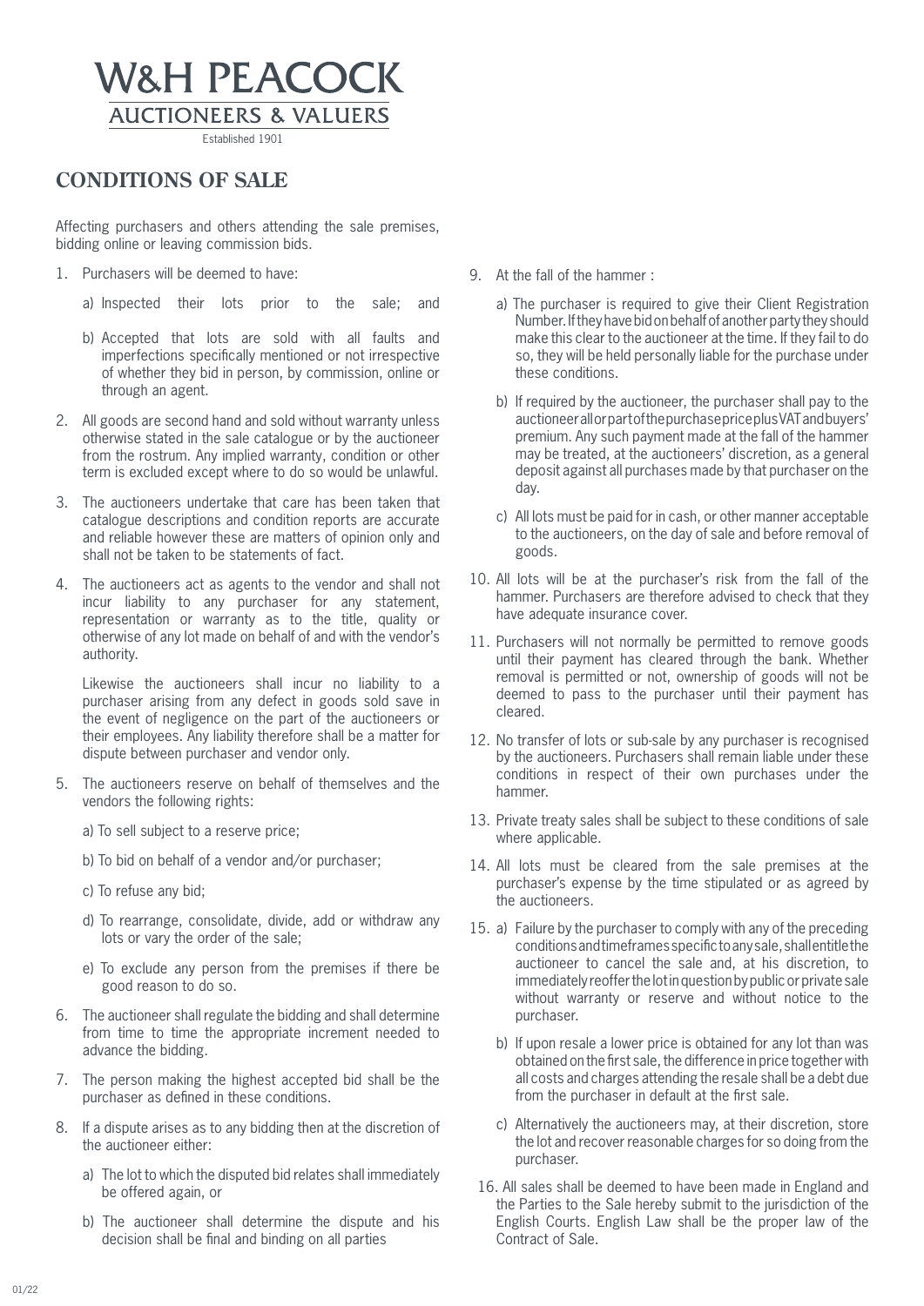# W&H PEACOCK

AUCTIONEERS & VALUERS

Established 1901

## CONDITIONS OF SALE

Affecting purchasers and others attending the sale premises, bidding online or leaving commission bids.

1. Purchasers will be deemed to have:

   a) Inspected their lots prior to the sale; and

   b) Accepted that lots are sold with all faults and imperfections specifically mentioned or not irrespective of whether they bid in person, by commission, online or through an agent.

2. All goods are second hand and sold without warranty unless otherwise stated in the sale catalogue or by the auctioneer from the rostrum. Any implied warranty, condition or other term is excluded except where to do so would be unlawful.

3. The auctioneers undertake that care has been taken that catalogue descriptions and condition reports are accurate and reliable however these are matters of opinion only and shall not be taken to be statements of fact.

4. The auctioneers act as agents to the vendor and shall not incur liability to any purchaser for any statement, representation or warranty as to the title, quality or otherwise of any lot made on behalf of and with the vendor's authority.

   Likewise the auctioneers shall incur no liability to a purchaser arising from any defect in goods sold save in the event of negligence on the part of the auctioneers or their employees. Any liability therefore shall be a matter for dispute between purchaser and vendor only.

5. The auctioneers reserve on behalf of themselves and the vendors the following rights:

   a) To sell subject to a reserve price;

   b) To bid on behalf of a vendor and/or purchaser;

   c) To refuse any bid;

   d) To rearrange, consolidate, divide, add or withdraw any lots or vary the order of the sale;

   e) To exclude any person from the premises if there be good reason to do so.

6. The auctioneer shall regulate the bidding and shall determine from time to time the appropriate increment needed to advance the bidding.

7. The person making the highest accepted bid shall be the purchaser as defined in these conditions.

8. If a dispute arises as to any bidding then at the discretion of the auctioneer either:

   a) The lot to which the disputed bid relates shall immediately be offered again, or

   b) The auctioneer shall determine the dispute and his decision shall be final and binding on all parties

9. At the fall of the hammer :

   a) The purchaser is required to give their Client Registration Number. If they have bid on behalf of another party they should make this clear to the auctioneer at the time. If they fail to do so, they will be held personally liable for the purchase under these conditions.

   b) If required by the auctioneer, the purchaser shall pay to the auctioneer all or part of the purchase price plus VAT and buyers' premium. Any such payment made at the fall of the hammer may be treated, at the auctioneers' discretion, as a general deposit against all purchases made by that purchaser on the day.

   c) All lots must be paid for in cash, or other manner acceptable to the auctioneers, on the day of sale and before removal of goods.

10. All lots will be at the purchaser's risk from the fall of the hammer. Purchasers are therefore advised to check that they have adequate insurance cover.

11. Purchasers will not normally be permitted to remove goods until their payment has cleared through the bank. Whether removal is permitted or not, ownership of goods will not be deemed to pass to the purchaser until their payment has cleared.

12. No transfer of lots or sub-sale by any purchaser is recognised by the auctioneers. Purchasers shall remain liable under these conditions in respect of their own purchases under the hammer.

13. Private treaty sales shall be subject to these conditions of sale where applicable.

14. All lots must be cleared from the sale premises at the purchaser's expense by the time stipulated or as agreed by the auctioneers.

15. a) Failure by the purchaser to comply with any of the preceding conditions and timeframes specific to any sale, shall entitle the auctioneer to cancel the sale and, at his discretion, to immediately reoffer the lot in question by public or private sale without warranty or reserve and without notice to the purchaser.

    b) If upon resale a lower price is obtained for any lot than was obtained on the first sale, the difference in price together with all costs and charges attending the resale shall be a debt due from the purchaser in default at the first sale.

    c) Alternatively the auctioneers may, at their discretion, store the lot and recover reasonable charges for so doing from the purchaser.

16. All sales shall be deemed to have been made in England and the Parties to the Sale hereby submit to the jurisdiction of the English Courts. English Law shall be the proper law of the Contract of Sale.

01/22